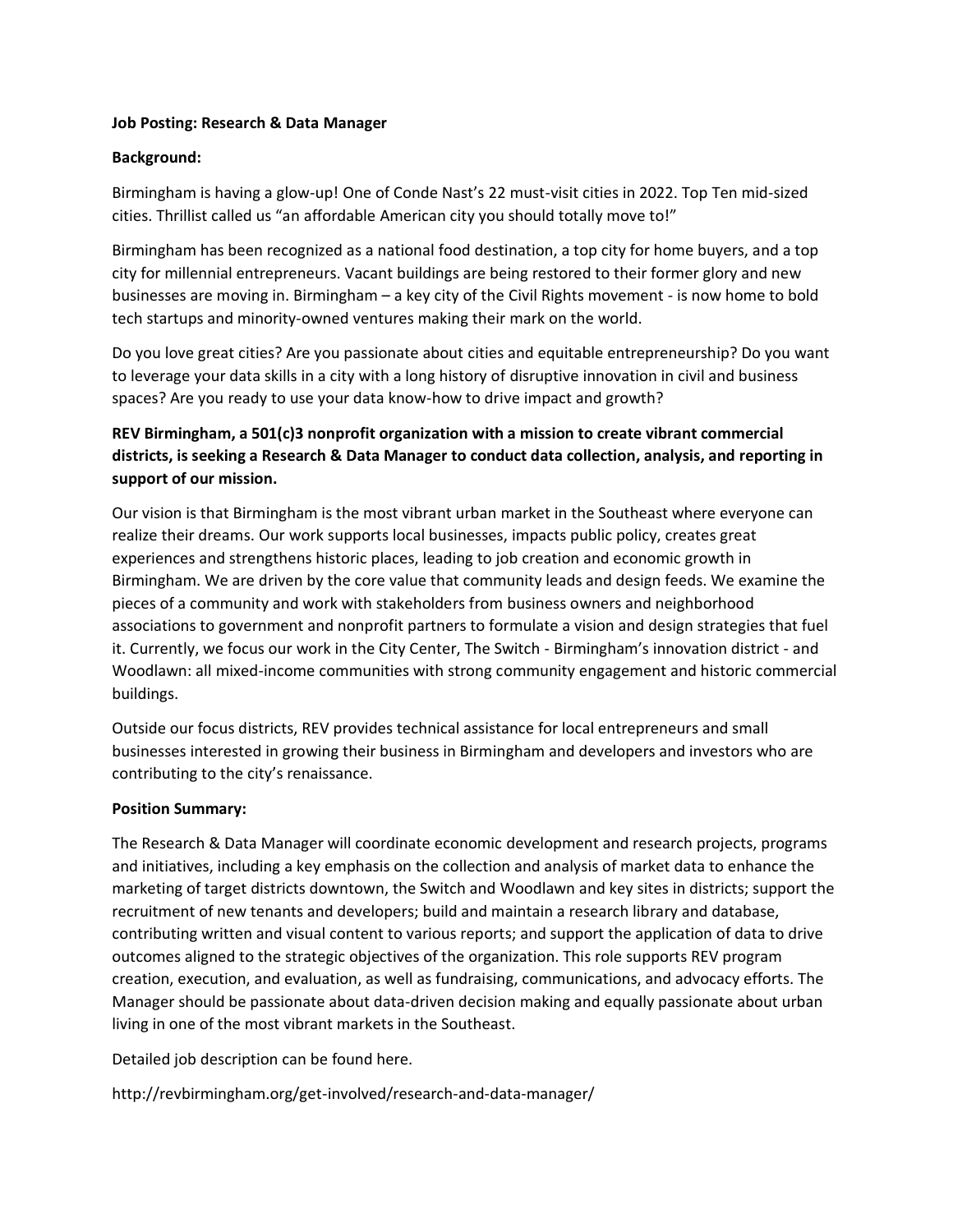**Job Posting: Research & Data Manager**

**Background:**

Birmingham is having a glow-up! One of Conde Nast's 22 must-visit cities in 2022. Top Ten mid-sized cities. Thrillist called us "an affordable American city you should totally move to!"

Birmingham has been recognized as a national food destination, a top city for home buyers, and a top city for millennial entrepreneurs. Vacant buildings are being restored to their former glory and new businesses are moving in. Birmingham – a key city of the Civil Rights movement - is now home to bold tech startups and minority-owned ventures making their mark on the world.

Do you love great cities? Are you passionate about cities and equitable entrepreneurship? Do you want to leverage your data skills in a city with a long history of disruptive innovation in civil and business spaces? Are you ready to use your data know-how to drive impact and growth?

**REV Birmingham, a 501(c)3 nonprofit organization with a mission to create vibrant commercial districts, is seeking a Research & Data Manager to conduct data collection, analysis, and reporting in support of our mission.**

Our vision is that Birmingham is the most vibrant urban market in the Southeast where everyone can realize their dreams. Our work supports local businesses, impacts public policy, creates great experiences and strengthens historic places, leading to job creation and economic growth in Birmingham. We are driven by the core value that community leads and design feeds. We examine the pieces of a community and work with stakeholders from business owners and neighborhood associations to government and nonprofit partners to formulate a vision and design strategies that fuel it. Currently, we focus our work in the City Center, The Switch - Birmingham's innovation district - and Woodlawn: all mixed-income communities with strong community engagement and historic commercial buildings.

Outside our focus districts, REV provides technical assistance for local entrepreneurs and small businesses interested in growing their business in Birmingham and developers and investors who are contributing to the city's renaissance.

**Position Summary:**

The Research & Data Manager will coordinate economic development and research projects, programs and initiatives, including a key emphasis on the collection and analysis of market data to enhance the marketing of target districts downtown, the Switch and Woodlawn and key sites in districts; support the recruitment of new tenants and developers; build and maintain a research library and database, contributing written and visual content to various reports; and support the application of data to drive outcomes aligned to the strategic objectives of the organization. This role supports REV program creation, execution, and evaluation, as well as fundraising, communications, and advocacy efforts. The Manager should be passionate about data-driven decision making and equally passionate about urban living in one of the most vibrant markets in the Southeast.

Detailed job description can be found here.

http://revbirmingham.org/get-involved/research-and-data-manager/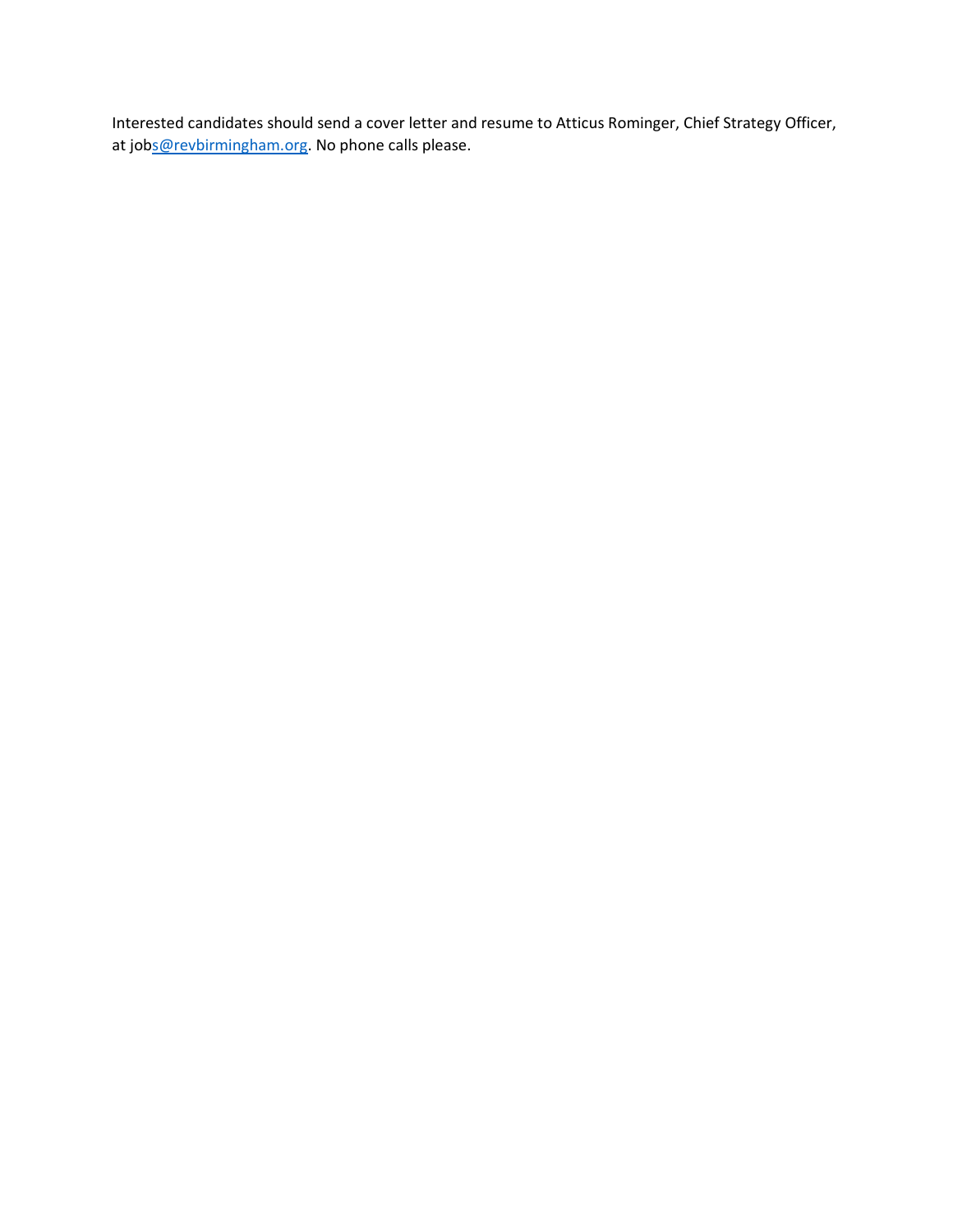Interested candidates should send a cover letter and resume to Atticus Rominger, Chief Strategy Officer, at jobs@revbirmingham.org. No phone calls please.